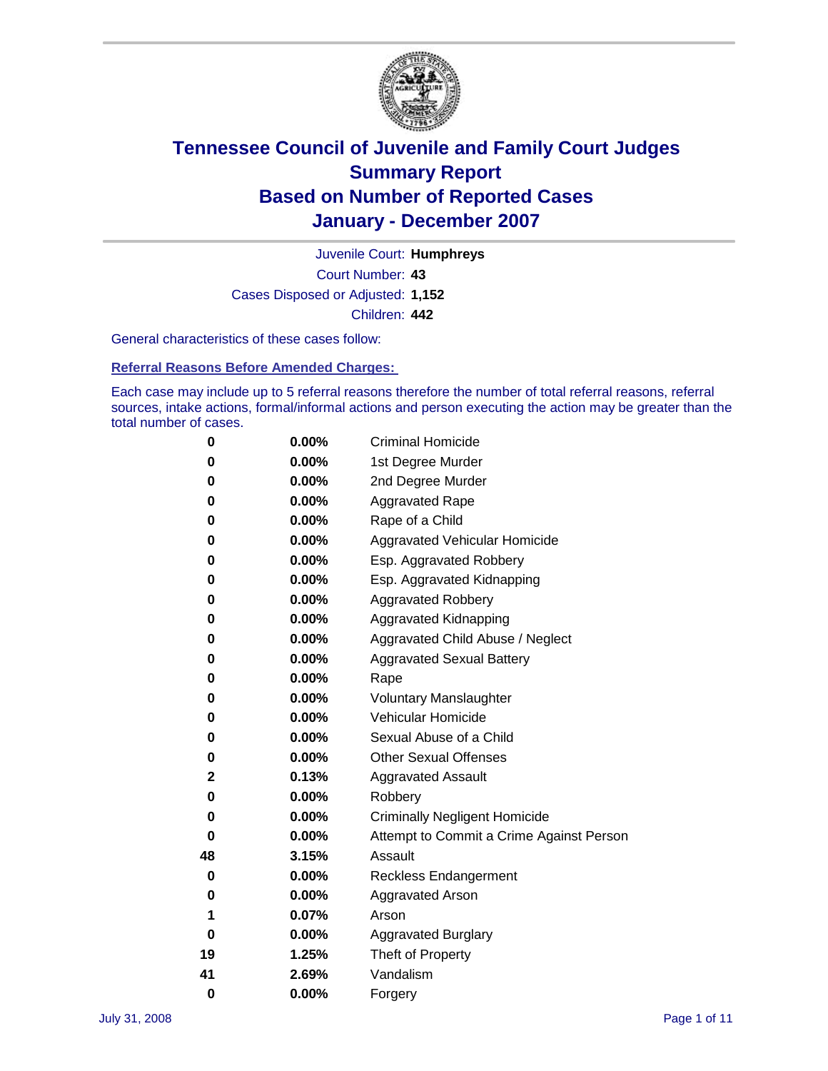# Tennessee Council of Juvenile and Family Court Judges
## Summary Report
## Based on Number of Reported Cases
## January - December 2007

Juvenile Court: **Humphreys**
Court Number: **43**
Cases Disposed or Adjusted: **1,152**
Children: **442**

General characteristics of these cases follow:

### Referral Reasons Before Amended Charges:

Each case may include up to 5 referral reasons therefore the number of total referral reasons, referral sources, intake actions, formal/informal actions and person executing the action may be greater than the total number of cases.

| Count | Percent | Referral Reason |
|---|---|---|
| 0 | 0.00% | Criminal Homicide |
| 0 | 0.00% | 1st Degree Murder |
| 0 | 0.00% | 2nd Degree Murder |
| 0 | 0.00% | Aggravated Rape |
| 0 | 0.00% | Rape of a Child |
| 0 | 0.00% | Aggravated Vehicular Homicide |
| 0 | 0.00% | Esp. Aggravated Robbery |
| 0 | 0.00% | Esp. Aggravated Kidnapping |
| 0 | 0.00% | Aggravated Robbery |
| 0 | 0.00% | Aggravated Kidnapping |
| 0 | 0.00% | Aggravated Child Abuse / Neglect |
| 0 | 0.00% | Aggravated Sexual Battery |
| 0 | 0.00% | Rape |
| 0 | 0.00% | Voluntary Manslaughter |
| 0 | 0.00% | Vehicular Homicide |
| 0 | 0.00% | Sexual Abuse of a Child |
| 0 | 0.00% | Other Sexual Offenses |
| 2 | 0.13% | Aggravated Assault |
| 0 | 0.00% | Robbery |
| 0 | 0.00% | Criminally Negligent Homicide |
| 0 | 0.00% | Attempt to Commit a Crime Against Person |
| 48 | 3.15% | Assault |
| 0 | 0.00% | Reckless Endangerment |
| 0 | 0.00% | Aggravated Arson |
| 1 | 0.07% | Arson |
| 0 | 0.00% | Aggravated Burglary |
| 19 | 1.25% | Theft of Property |
| 41 | 2.69% | Vandalism |
| 0 | 0.00% | Forgery |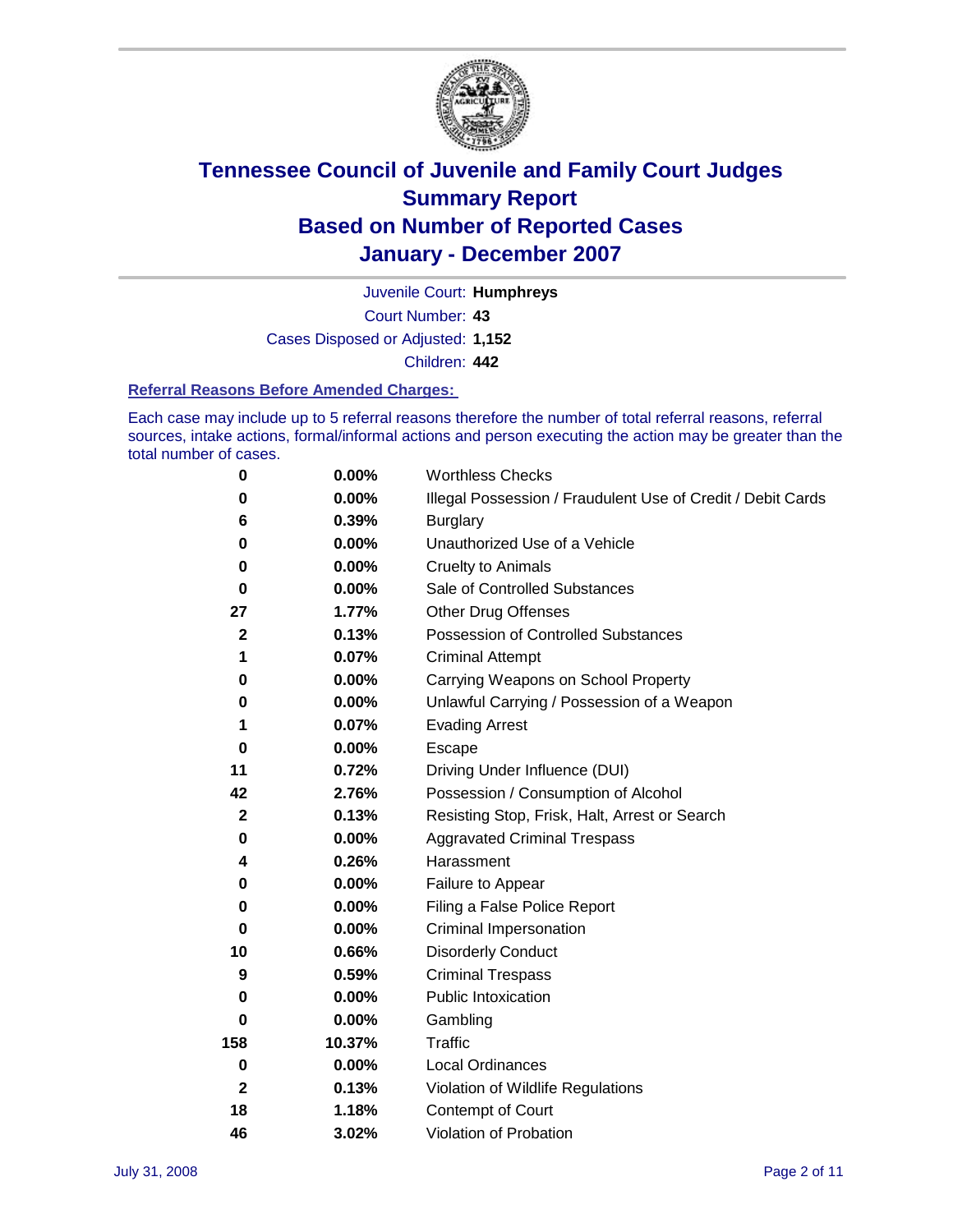# Tennessee Council of Juvenile and Family Court Judges
# Summary Report
# Based on Number of Reported Cases
# January - December 2007

Juvenile Court: **Humphreys**

Court Number: **43**

Cases Disposed or Adjusted: **1,152**

Children: **442**

### Referral Reasons Before Amended Charges:

Each case may include up to 5 referral reasons therefore the number of total referral reasons, referral sources, intake actions, formal/informal actions and person executing the action may be greater than the total number of cases.

| Count | Percent | Referral Reason |
|---|---|---|
| 0 | 0.00% | Worthless Checks |
| 0 | 0.00% | Illegal Possession / Fraudulent Use of Credit / Debit Cards |
| 6 | 0.39% | Burglary |
| 0 | 0.00% | Unauthorized Use of a Vehicle |
| 0 | 0.00% | Cruelty to Animals |
| 0 | 0.00% | Sale of Controlled Substances |
| 27 | 1.77% | Other Drug Offenses |
| 2 | 0.13% | Possession of Controlled Substances |
| 1 | 0.07% | Criminal Attempt |
| 0 | 0.00% | Carrying Weapons on School Property |
| 0 | 0.00% | Unlawful Carrying / Possession of a Weapon |
| 1 | 0.07% | Evading Arrest |
| 0 | 0.00% | Escape |
| 11 | 0.72% | Driving Under Influence (DUI) |
| 42 | 2.76% | Possession / Consumption of Alcohol |
| 2 | 0.13% | Resisting Stop, Frisk, Halt, Arrest or Search |
| 0 | 0.00% | Aggravated Criminal Trespass |
| 4 | 0.26% | Harassment |
| 0 | 0.00% | Failure to Appear |
| 0 | 0.00% | Filing a False Police Report |
| 0 | 0.00% | Criminal Impersonation |
| 10 | 0.66% | Disorderly Conduct |
| 9 | 0.59% | Criminal Trespass |
| 0 | 0.00% | Public Intoxication |
| 0 | 0.00% | Gambling |
| 158 | 10.37% | Traffic |
| 0 | 0.00% | Local Ordinances |
| 2 | 0.13% | Violation of Wildlife Regulations |
| 18 | 1.18% | Contempt of Court |
| 46 | 3.02% | Violation of Probation |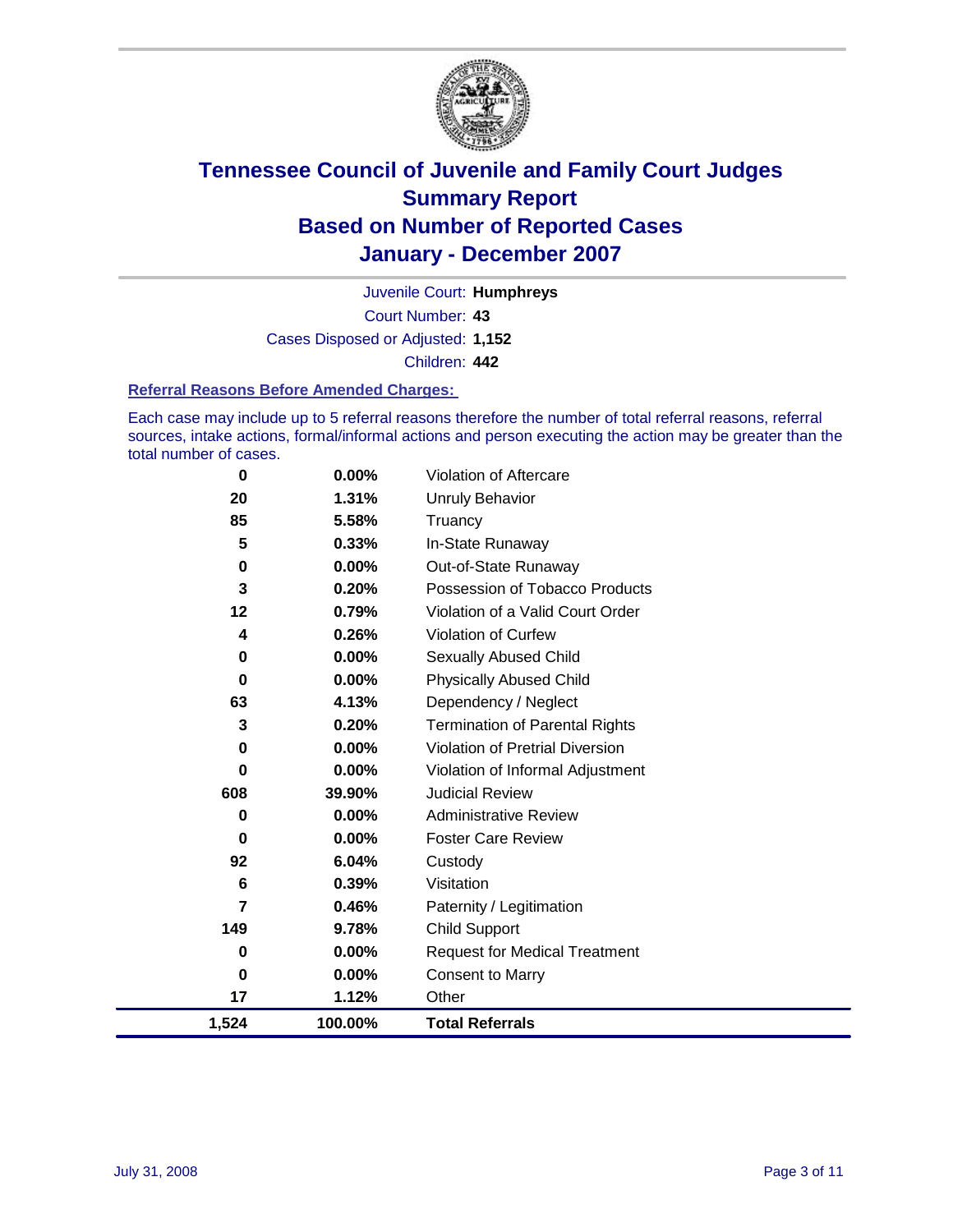# Tennessee Council of Juvenile and Family Court Judges
## Summary Report
## Based on Number of Reported Cases
## January - December 2007

Juvenile Court: **Humphreys**

Court Number: **43**

Cases Disposed or Adjusted: **1,152**

Children: **442**

### Referral Reasons Before Amended Charges:

Each case may include up to 5 referral reasons therefore the number of total referral reasons, referral sources, intake actions, formal/informal actions and person executing the action may be greater than the total number of cases.

| Count | Percent | Referral Reason |
|---|---|---|
| 0 | 0.00% | Violation of Aftercare |
| 20 | 1.31% | Unruly Behavior |
| 85 | 5.58% | Truancy |
| 5 | 0.33% | In-State Runaway |
| 0 | 0.00% | Out-of-State Runaway |
| 3 | 0.20% | Possession of Tobacco Products |
| 12 | 0.79% | Violation of a Valid Court Order |
| 4 | 0.26% | Violation of Curfew |
| 0 | 0.00% | Sexually Abused Child |
| 0 | 0.00% | Physically Abused Child |
| 63 | 4.13% | Dependency / Neglect |
| 3 | 0.20% | Termination of Parental Rights |
| 0 | 0.00% | Violation of Pretrial Diversion |
| 0 | 0.00% | Violation of Informal Adjustment |
| 608 | 39.90% | Judicial Review |
| 0 | 0.00% | Administrative Review |
| 0 | 0.00% | Foster Care Review |
| 92 | 6.04% | Custody |
| 6 | 0.39% | Visitation |
| 7 | 0.46% | Paternity / Legitimation |
| 149 | 9.78% | Child Support |
| 0 | 0.00% | Request for Medical Treatment |
| 0 | 0.00% | Consent to Marry |
| 17 | 1.12% | Other |
| **1,524** | **100.00%** | **Total Referrals** |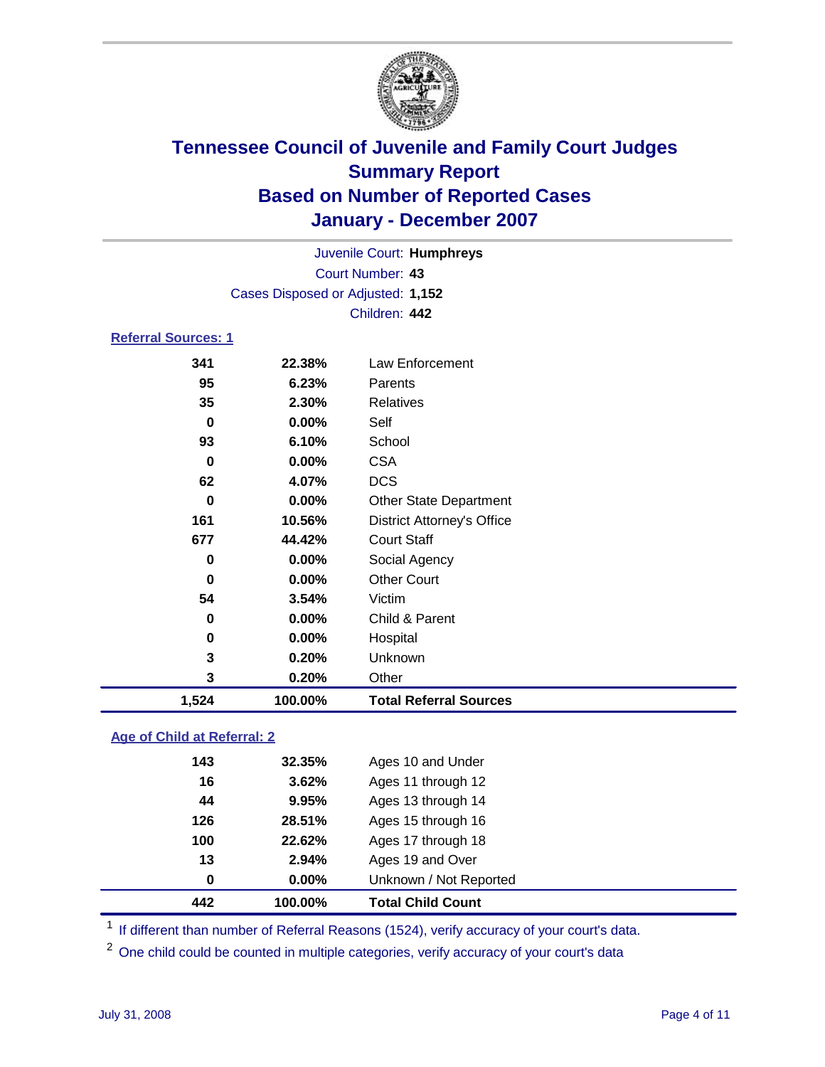# Tennessee Council of Juvenile and Family Court Judges
## Summary Report
## Based on Number of Reported Cases
## January - December 2007

Juvenile Court: **Humphreys**
Court Number: **43**
Cases Disposed or Adjusted: **1,152**
Children: **442**

### Referral Sources: 1

| | | |
|---|---|---|
| 341 | 22.38% | Law Enforcement |
| 95 | 6.23% | Parents |
| 35 | 2.30% | Relatives |
| 0 | 0.00% | Self |
| 93 | 6.10% | School |
| 0 | 0.00% | CSA |
| 62 | 4.07% | DCS |
| 0 | 0.00% | Other State Department |
| 161 | 10.56% | District Attorney's Office |
| 677 | 44.42% | Court Staff |
| 0 | 0.00% | Social Agency |
| 0 | 0.00% | Other Court |
| 54 | 3.54% | Victim |
| 0 | 0.00% | Child & Parent |
| 0 | 0.00% | Hospital |
| 3 | 0.20% | Unknown |
| 3 | 0.20% | Other |
| **1,524** | **100.00%** | **Total Referral Sources** |

### Age of Child at Referral: 2

| | | |
|---|---|---|
| 143 | 32.35% | Ages 10 and Under |
| 16 | 3.62% | Ages 11 through 12 |
| 44 | 9.95% | Ages 13 through 14 |
| 126 | 28.51% | Ages 15 through 16 |
| 100 | 22.62% | Ages 17 through 18 |
| 13 | 2.94% | Ages 19 and Over |
| 0 | 0.00% | Unknown / Not Reported |
| **442** | **100.00%** | **Total Child Count** |

[1] If different than number of Referral Reasons (1524), verify accuracy of your court's data.

[2] One child could be counted in multiple categories, verify accuracy of your court's data

July 31, 2008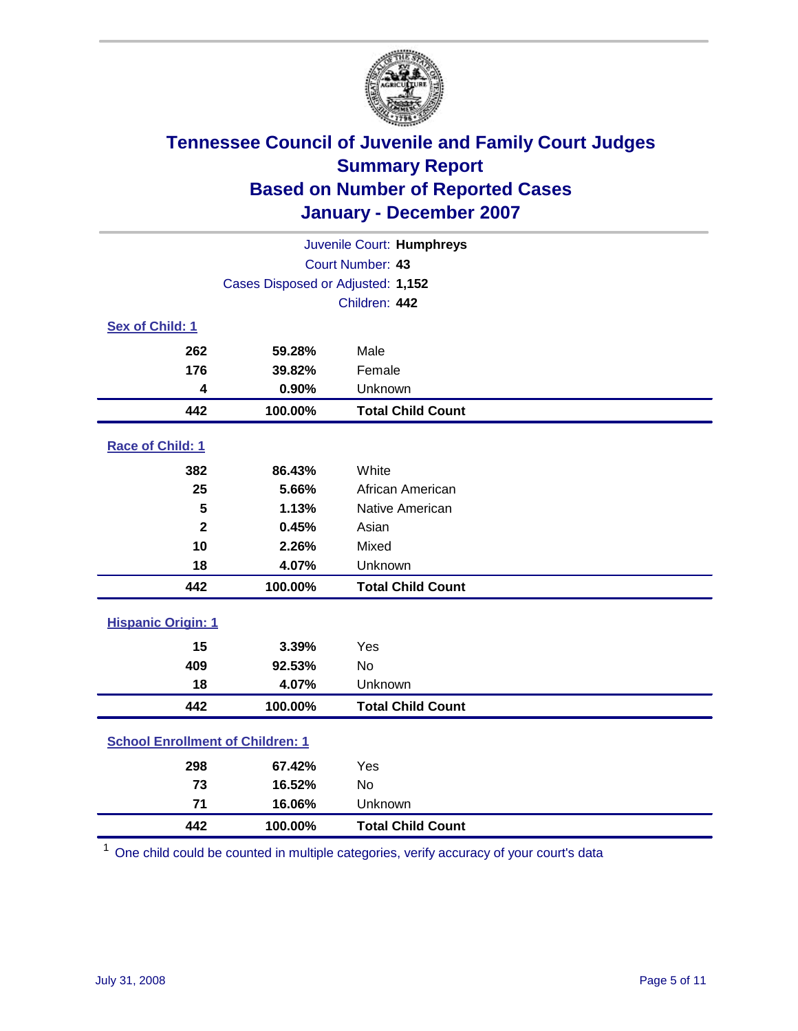# Tennessee Council of Juvenile and Family Court Judges
## Summary Report
## Based on Number of Reported Cases
## January - December 2007

Juvenile Court: **Humphreys**
Court Number: **43**
Cases Disposed or Adjusted: **1,152**
Children: **442**

### Sex of Child: 1

| Count | Percent | Category |
|---|---|---|
| 262 | 59.28% | Male |
| 176 | 39.82% | Female |
| 4 | 0.90% | Unknown |
| **442** | **100.00%** | **Total Child Count** |

### Race of Child: 1

| Count | Percent | Category |
|---|---|---|
| 382 | 86.43% | White |
| 25 | 5.66% | African American |
| 5 | 1.13% | Native American |
| 2 | 0.45% | Asian |
| 10 | 2.26% | Mixed |
| 18 | 4.07% | Unknown |
| **442** | **100.00%** | **Total Child Count** |

### Hispanic Origin: 1

| Count | Percent | Category |
|---|---|---|
| 15 | 3.39% | Yes |
| 409 | 92.53% | No |
| 18 | 4.07% | Unknown |
| **442** | **100.00%** | **Total Child Count** |

### School Enrollment of Children: 1

| Count | Percent | Category |
|---|---|---|
| 298 | 67.42% | Yes |
| 73 | 16.52% | No |
| 71 | 16.06% | Unknown |
| **442** | **100.00%** | **Total Child Count** |

[1] One child could be counted in multiple categories, verify accuracy of your court's data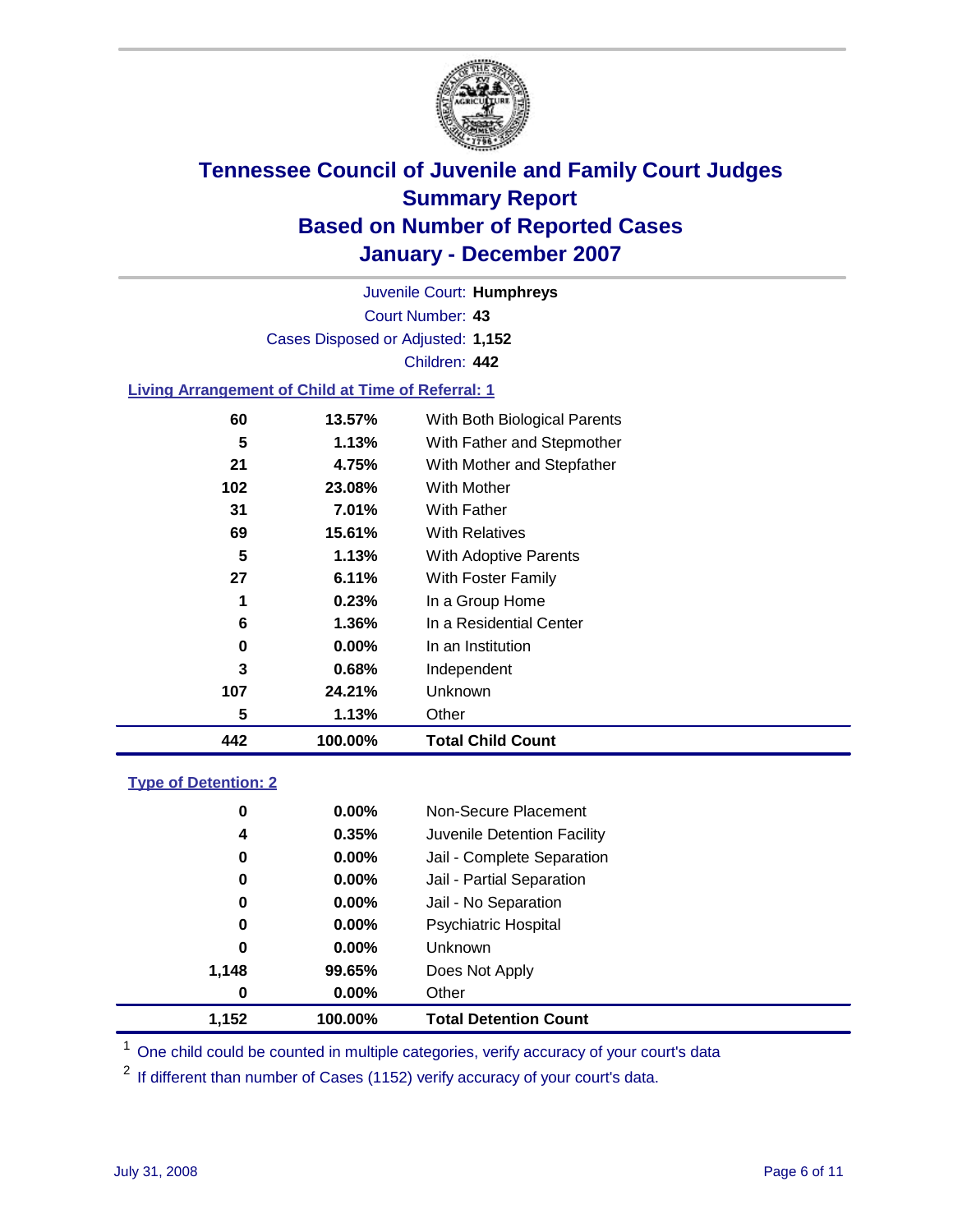# Tennessee Council of Juvenile and Family Court Judges
## Summary Report
## Based on Number of Reported Cases
## January - December 2007

Juvenile Court: **Humphreys**

Court Number: **43**

Cases Disposed or Adjusted: **1,152**

Children: **442**

### Living Arrangement of Child at Time of Referral: 1

| Count | Percent | Category |
|---|---|---|
| 60 | 13.57% | With Both Biological Parents |
| 5 | 1.13% | With Father and Stepmother |
| 21 | 4.75% | With Mother and Stepfather |
| 102 | 23.08% | With Mother |
| 31 | 7.01% | With Father |
| 69 | 15.61% | With Relatives |
| 5 | 1.13% | With Adoptive Parents |
| 27 | 6.11% | With Foster Family |
| 1 | 0.23% | In a Group Home |
| 6 | 1.36% | In a Residential Center |
| 0 | 0.00% | In an Institution |
| 3 | 0.68% | Independent |
| 107 | 24.21% | Unknown |
| 5 | 1.13% | Other |
| **442** | **100.00%** | **Total Child Count** |

### Type of Detention: 2

| Count | Percent | Category |
|---|---|---|
| 0 | 0.00% | Non-Secure Placement |
| 4 | 0.35% | Juvenile Detention Facility |
| 0 | 0.00% | Jail - Complete Separation |
| 0 | 0.00% | Jail - Partial Separation |
| 0 | 0.00% | Jail - No Separation |
| 0 | 0.00% | Psychiatric Hospital |
| 0 | 0.00% | Unknown |
| 1,148 | 99.65% | Does Not Apply |
| 0 | 0.00% | Other |
| **1,152** | **100.00%** | **Total Detention Count** |

[1] One child could be counted in multiple categories, verify accuracy of your court's data

[2] If different than number of Cases (1152) verify accuracy of your court's data.

July 31, 2008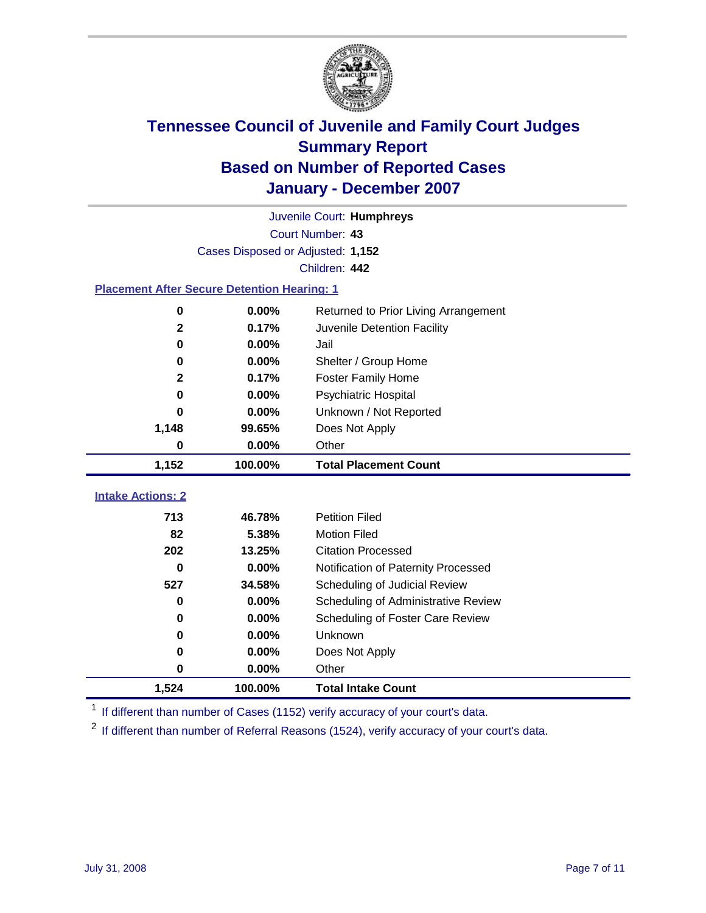# Tennessee Council of Juvenile and Family Court Judges
## Summary Report
## Based on Number of Reported Cases
## January - December 2007

Juvenile Court: **Humphreys**
Court Number: **43**
Cases Disposed or Adjusted: **1,152**
Children: **442**

### Placement After Secure Detention Hearing: 1

| Count | Percent | Placement |
|---|---|---|
| 0 | 0.00% | Returned to Prior Living Arrangement |
| 2 | 0.17% | Juvenile Detention Facility |
| 0 | 0.00% | Jail |
| 0 | 0.00% | Shelter / Group Home |
| 2 | 0.17% | Foster Family Home |
| 0 | 0.00% | Psychiatric Hospital |
| 0 | 0.00% | Unknown / Not Reported |
| 1,148 | 99.65% | Does Not Apply |
| 0 | 0.00% | Other |
| **1,152** | **100.00%** | **Total Placement Count** |

### Intake Actions: 2

| Count | Percent | Intake Action |
|---|---|---|
| 713 | 46.78% | Petition Filed |
| 82 | 5.38% | Motion Filed |
| 202 | 13.25% | Citation Processed |
| 0 | 0.00% | Notification of Paternity Processed |
| 527 | 34.58% | Scheduling of Judicial Review |
| 0 | 0.00% | Scheduling of Administrative Review |
| 0 | 0.00% | Scheduling of Foster Care Review |
| 0 | 0.00% | Unknown |
| 0 | 0.00% | Does Not Apply |
| 0 | 0.00% | Other |
| **1,524** | **100.00%** | **Total Intake Count** |

[1] If different than number of Cases (1152) verify accuracy of your court's data.

[2] If different than number of Referral Reasons (1524), verify accuracy of your court's data.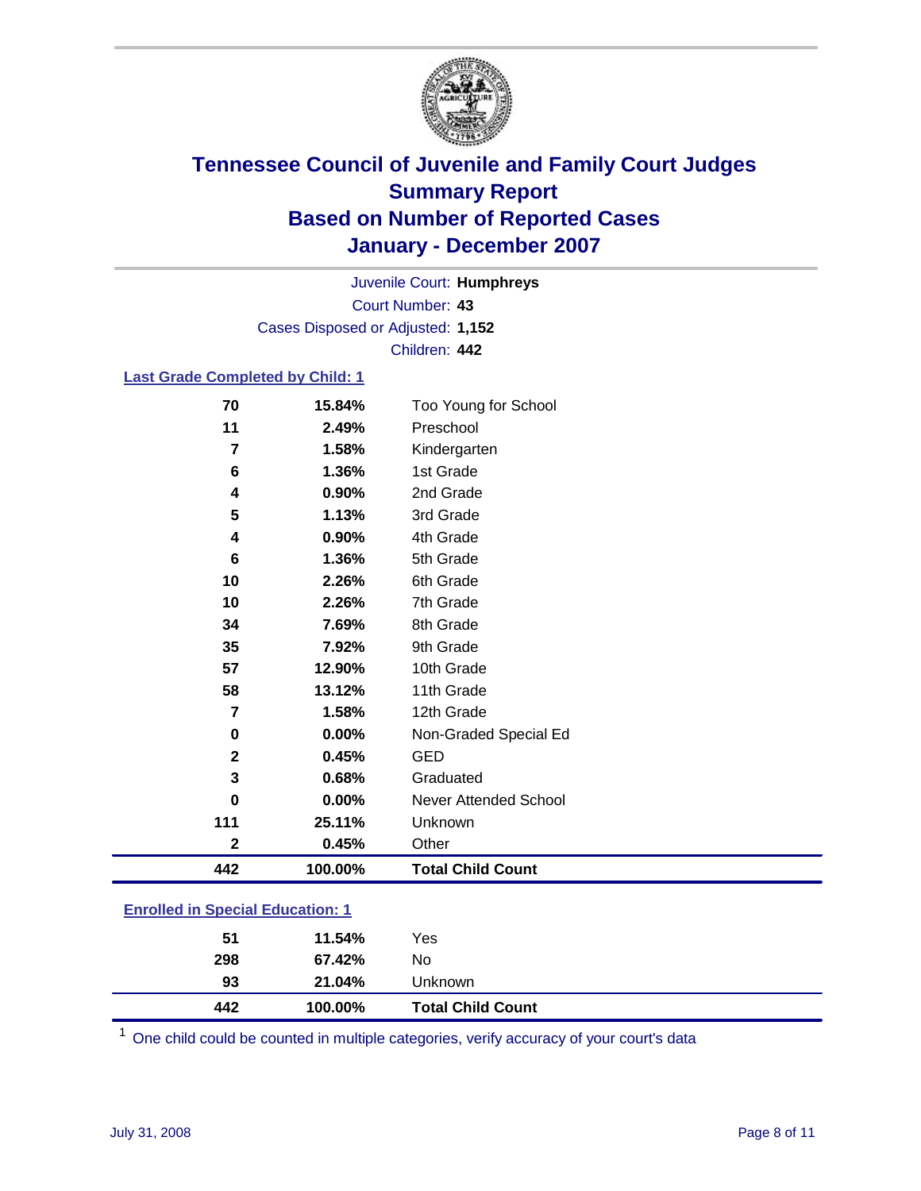# Tennessee Council of Juvenile and Family Court Judges
## Summary Report
## Based on Number of Reported Cases
## January - December 2007

Juvenile Court: **Humphreys**
Court Number: **43**
Cases Disposed or Adjusted: **1,152**
Children: **442**

### Last Grade Completed by Child: 1

| Count | Percent | Category |
|---|---|---|
| 70 | 15.84% | Too Young for School |
| 11 | 2.49% | Preschool |
| 7 | 1.58% | Kindergarten |
| 6 | 1.36% | 1st Grade |
| 4 | 0.90% | 2nd Grade |
| 5 | 1.13% | 3rd Grade |
| 4 | 0.90% | 4th Grade |
| 6 | 1.36% | 5th Grade |
| 10 | 2.26% | 6th Grade |
| 10 | 2.26% | 7th Grade |
| 34 | 7.69% | 8th Grade |
| 35 | 7.92% | 9th Grade |
| 57 | 12.90% | 10th Grade |
| 58 | 13.12% | 11th Grade |
| 7 | 1.58% | 12th Grade |
| 0 | 0.00% | Non-Graded Special Ed |
| 2 | 0.45% | GED |
| 3 | 0.68% | Graduated |
| 0 | 0.00% | Never Attended School |
| 111 | 25.11% | Unknown |
| 2 | 0.45% | Other |
| **442** | **100.00%** | **Total Child Count** |

### Enrolled in Special Education: 1

| Count | Percent | Category |
|---|---|---|
| 51 | 11.54% | Yes |
| 298 | 67.42% | No |
| 93 | 21.04% | Unknown |
| **442** | **100.00%** | **Total Child Count** |

[1] One child could be counted in multiple categories, verify accuracy of your court's data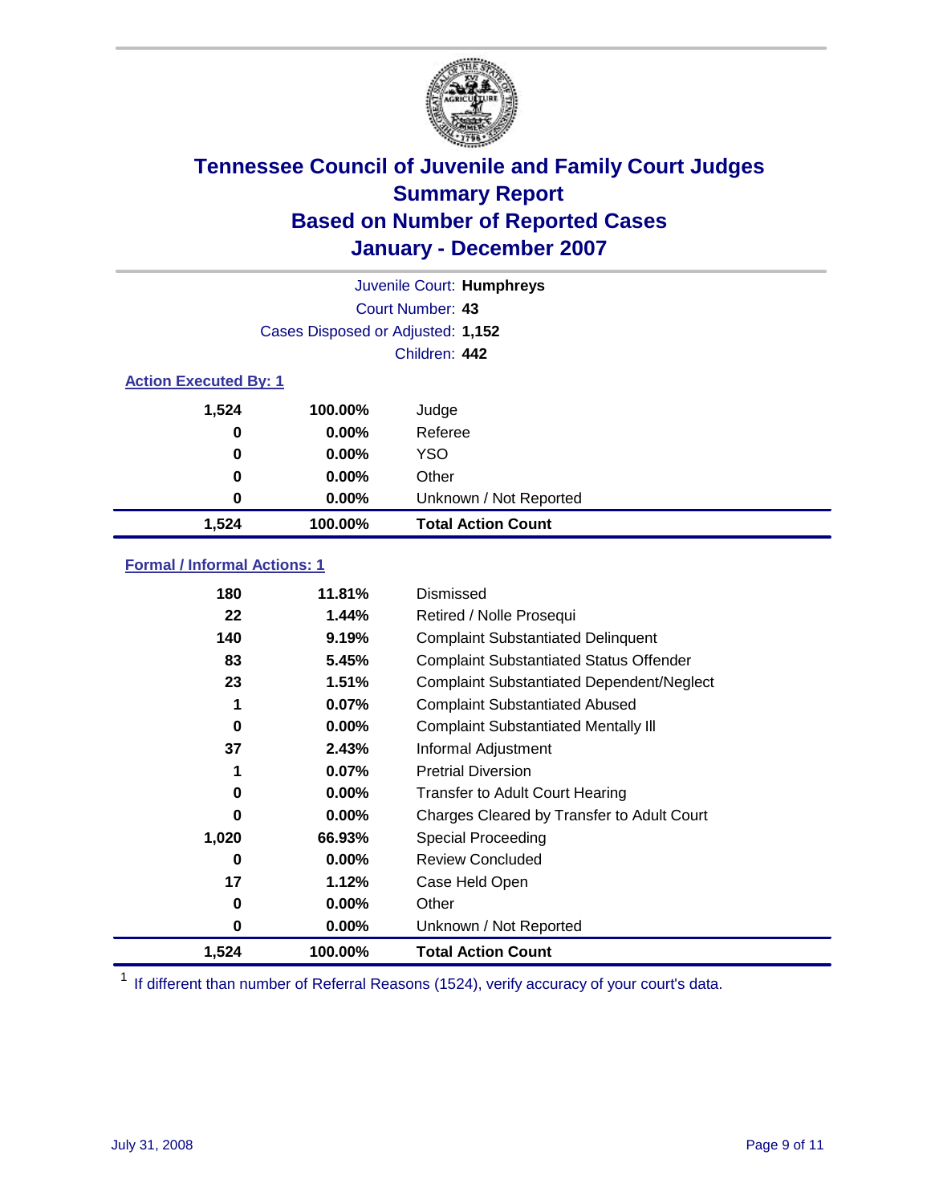# Tennessee Council of Juvenile and Family Court Judges
## Summary Report
## Based on Number of Reported Cases
## January - December 2007

Juvenile Court: **Humphreys**
Court Number: **43**
Cases Disposed or Adjusted: **1,152**
Children: **442**

### Action Executed By: 1

| | | |
|---|---|---|
| 1,524 | 100.00% | Judge |
| 0 | 0.00% | Referee |
| 0 | 0.00% | YSO |
| 0 | 0.00% | Other |
| 0 | 0.00% | Unknown / Not Reported |
| **1,524** | **100.00%** | **Total Action Count** |

### Formal / Informal Actions: 1

| | | |
|---|---|---|
| 180 | 11.81% | Dismissed |
| 22 | 1.44% | Retired / Nolle Prosequi |
| 140 | 9.19% | Complaint Substantiated Delinquent |
| 83 | 5.45% | Complaint Substantiated Status Offender |
| 23 | 1.51% | Complaint Substantiated Dependent/Neglect |
| 1 | 0.07% | Complaint Substantiated Abused |
| 0 | 0.00% | Complaint Substantiated Mentally Ill |
| 37 | 2.43% | Informal Adjustment |
| 1 | 0.07% | Pretrial Diversion |
| 0 | 0.00% | Transfer to Adult Court Hearing |
| 0 | 0.00% | Charges Cleared by Transfer to Adult Court |
| 1,020 | 66.93% | Special Proceeding |
| 0 | 0.00% | Review Concluded |
| 17 | 1.12% | Case Held Open |
| 0 | 0.00% | Other |
| 0 | 0.00% | Unknown / Not Reported |
| **1,524** | **100.00%** | **Total Action Count** |

[1] If different than number of Referral Reasons (1524), verify accuracy of your court's data.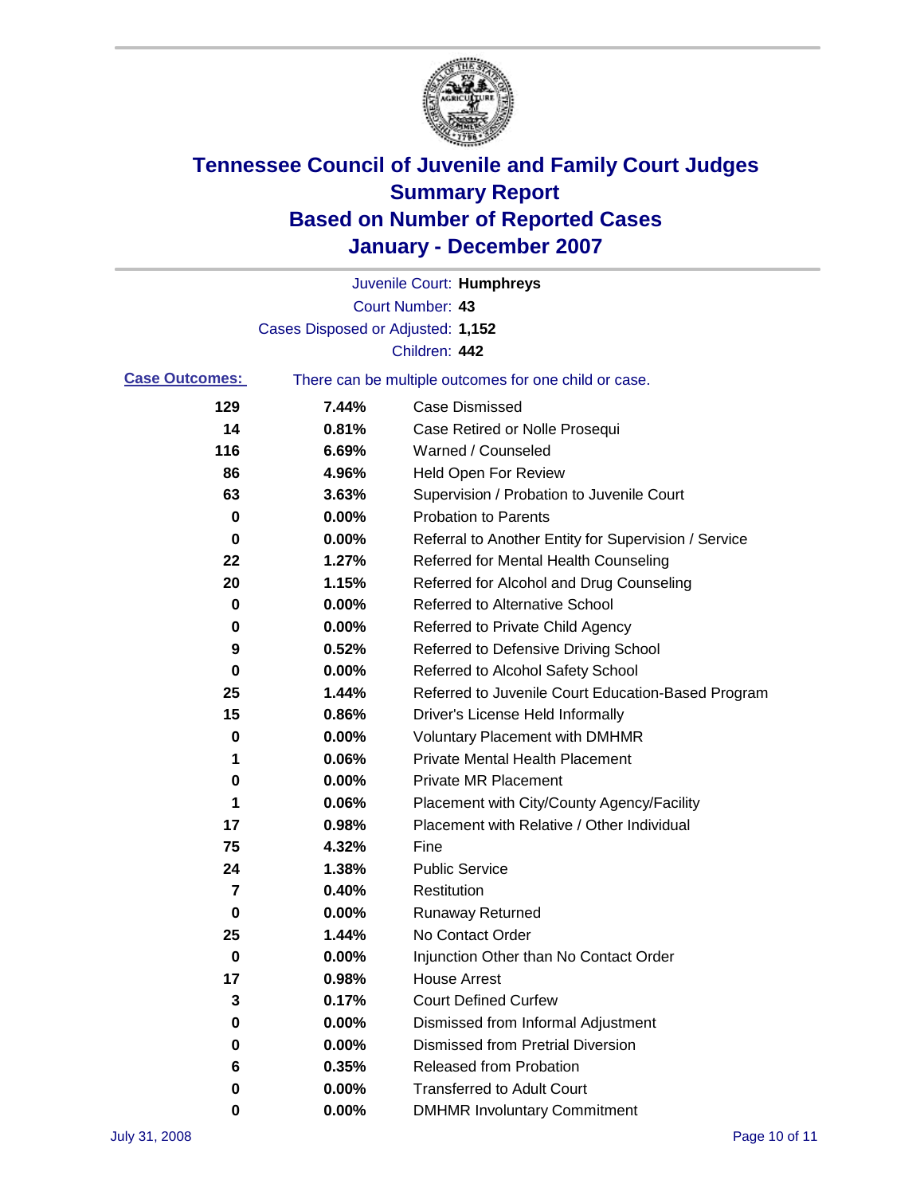# Tennessee Council of Juvenile and Family Court Judges
## Summary Report
## Based on Number of Reported Cases
## January - December 2007

Juvenile Court: **Humphreys**

Court Number: **43**

Cases Disposed or Adjusted: **1,152**

Children: **442**

**Case Outcomes:** There can be multiple outcomes for one child or case.

| Count | Percent | Outcome |
|---|---|---|
| 129 | 7.44% | Case Dismissed |
| 14 | 0.81% | Case Retired or Nolle Prosequi |
| 116 | 6.69% | Warned / Counseled |
| 86 | 4.96% | Held Open For Review |
| 63 | 3.63% | Supervision / Probation to Juvenile Court |
| 0 | 0.00% | Probation to Parents |
| 0 | 0.00% | Referral to Another Entity for Supervision / Service |
| 22 | 1.27% | Referred for Mental Health Counseling |
| 20 | 1.15% | Referred for Alcohol and Drug Counseling |
| 0 | 0.00% | Referred to Alternative School |
| 0 | 0.00% | Referred to Private Child Agency |
| 9 | 0.52% | Referred to Defensive Driving School |
| 0 | 0.00% | Referred to Alcohol Safety School |
| 25 | 1.44% | Referred to Juvenile Court Education-Based Program |
| 15 | 0.86% | Driver's License Held Informally |
| 0 | 0.00% | Voluntary Placement with DMHMR |
| 1 | 0.06% | Private Mental Health Placement |
| 0 | 0.00% | Private MR Placement |
| 1 | 0.06% | Placement with City/County Agency/Facility |
| 17 | 0.98% | Placement with Relative / Other Individual |
| 75 | 4.32% | Fine |
| 24 | 1.38% | Public Service |
| 7 | 0.40% | Restitution |
| 0 | 0.00% | Runaway Returned |
| 25 | 1.44% | No Contact Order |
| 0 | 0.00% | Injunction Other than No Contact Order |
| 17 | 0.98% | House Arrest |
| 3 | 0.17% | Court Defined Curfew |
| 0 | 0.00% | Dismissed from Informal Adjustment |
| 0 | 0.00% | Dismissed from Pretrial Diversion |
| 6 | 0.35% | Released from Probation |
| 0 | 0.00% | Transferred to Adult Court |
| 0 | 0.00% | DMHMR Involuntary Commitment |

July 31, 2008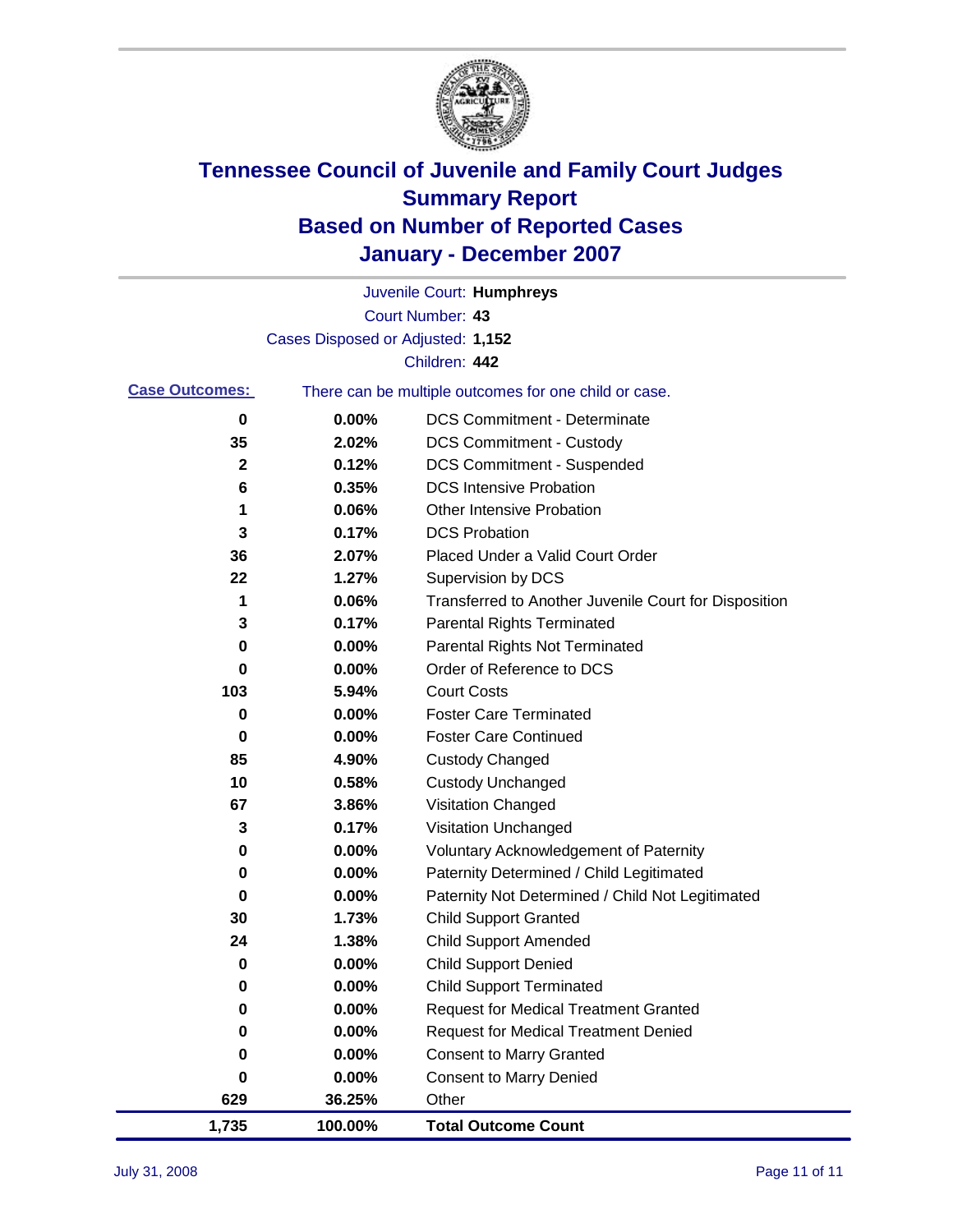# Tennessee Council of Juvenile and Family Court Judges
## Summary Report
## Based on Number of Reported Cases
## January - December 2007

Juvenile Court: **Humphreys**

Court Number: **43**

Cases Disposed or Adjusted: **1,152**

Children: **442**

**Case Outcomes:** There can be multiple outcomes for one child or case.

| | | |
|---|---|---|
| 0 | 0.00% | DCS Commitment - Determinate |
| 35 | 2.02% | DCS Commitment - Custody |
| 2 | 0.12% | DCS Commitment - Suspended |
| 6 | 0.35% | DCS Intensive Probation |
| 1 | 0.06% | Other Intensive Probation |
| 3 | 0.17% | DCS Probation |
| 36 | 2.07% | Placed Under a Valid Court Order |
| 22 | 1.27% | Supervision by DCS |
| 1 | 0.06% | Transferred to Another Juvenile Court for Disposition |
| 3 | 0.17% | Parental Rights Terminated |
| 0 | 0.00% | Parental Rights Not Terminated |
| 0 | 0.00% | Order of Reference to DCS |
| 103 | 5.94% | Court Costs |
| 0 | 0.00% | Foster Care Terminated |
| 0 | 0.00% | Foster Care Continued |
| 85 | 4.90% | Custody Changed |
| 10 | 0.58% | Custody Unchanged |
| 67 | 3.86% | Visitation Changed |
| 3 | 0.17% | Visitation Unchanged |
| 0 | 0.00% | Voluntary Acknowledgement of Paternity |
| 0 | 0.00% | Paternity Determined / Child Legitimated |
| 0 | 0.00% | Paternity Not Determined / Child Not Legitimated |
| 30 | 1.73% | Child Support Granted |
| 24 | 1.38% | Child Support Amended |
| 0 | 0.00% | Child Support Denied |
| 0 | 0.00% | Child Support Terminated |
| 0 | 0.00% | Request for Medical Treatment Granted |
| 0 | 0.00% | Request for Medical Treatment Denied |
| 0 | 0.00% | Consent to Marry Granted |
| 0 | 0.00% | Consent to Marry Denied |
| 629 | 36.25% | Other |
| **1,735** | **100.00%** | **Total Outcome Count** |